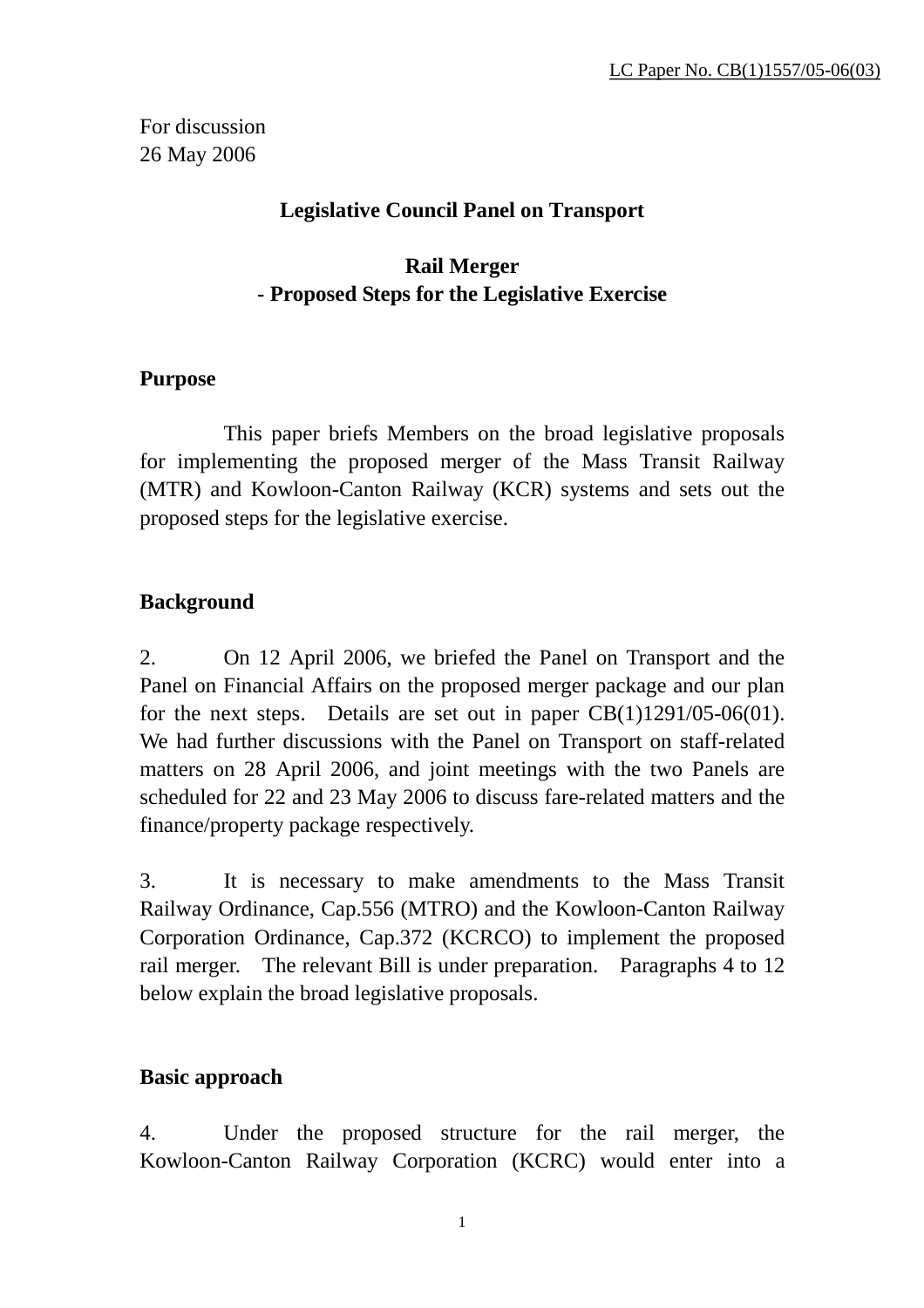LC Paper No. CB(1)1557/05-06(03)

For discussion
26 May 2006

**Legislative Council Panel on Transport**

**Rail Merger**
**- Proposed Steps for the Legislative Exercise**

## Purpose

This paper briefs Members on the broad legislative proposals for implementing the proposed merger of the Mass Transit Railway (MTR) and Kowloon-Canton Railway (KCR) systems and sets out the proposed steps for the legislative exercise.

## Background

2. On 12 April 2006, we briefed the Panel on Transport and the Panel on Financial Affairs on the proposed merger package and our plan for the next steps. Details are set out in paper CB(1)1291/05-06(01). We had further discussions with the Panel on Transport on staff-related matters on 28 April 2006, and joint meetings with the two Panels are scheduled for 22 and 23 May 2006 to discuss fare-related matters and the finance/property package respectively.

3. It is necessary to make amendments to the Mass Transit Railway Ordinance, Cap.556 (MTRO) and the Kowloon-Canton Railway Corporation Ordinance, Cap.372 (KCRCO) to implement the proposed rail merger. The relevant Bill is under preparation. Paragraphs 4 to 12 below explain the broad legislative proposals.

## Basic approach

4. Under the proposed structure for the rail merger, the Kowloon-Canton Railway Corporation (KCRC) would enter into a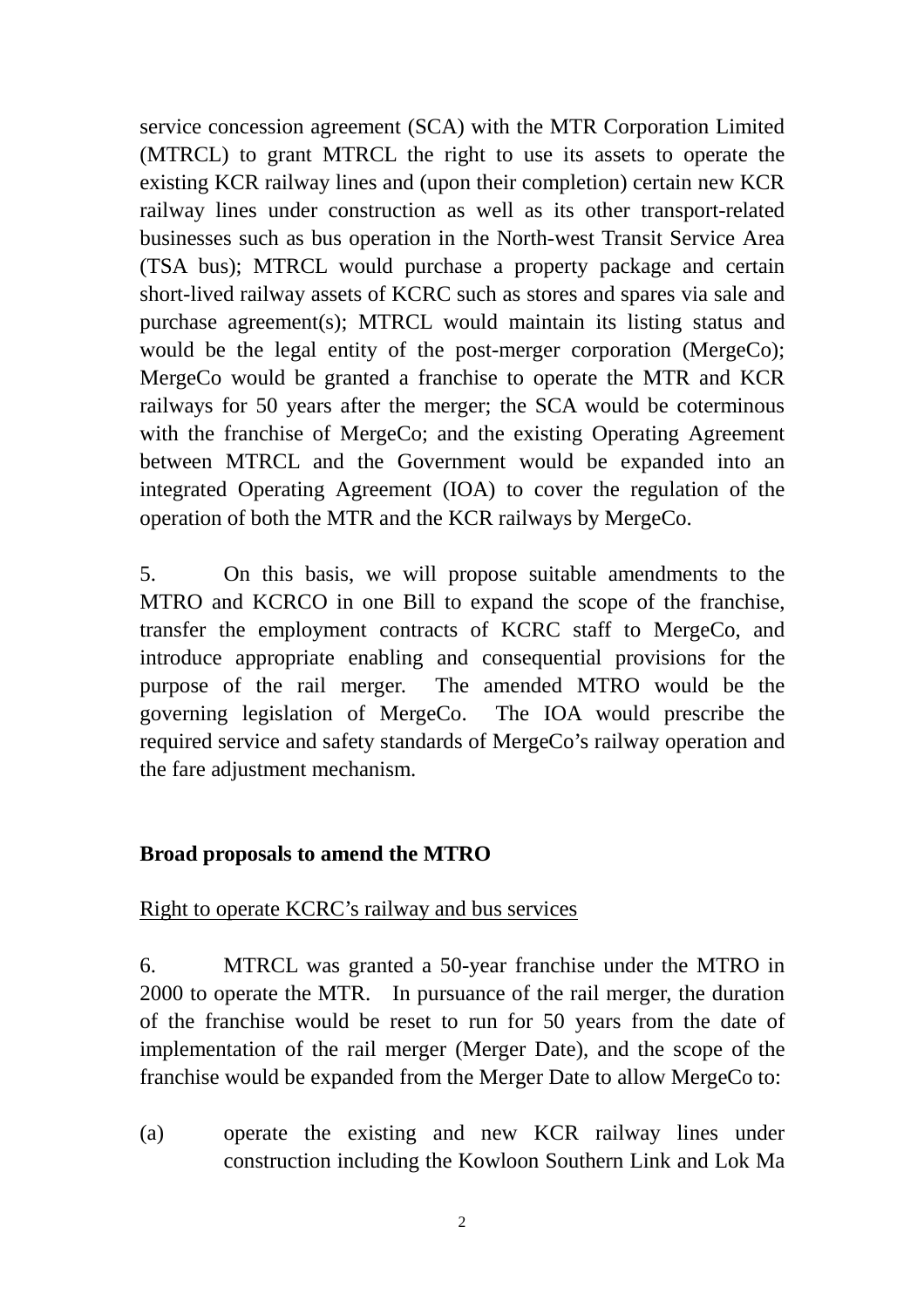service concession agreement (SCA) with the MTR Corporation Limited (MTRCL) to grant MTRCL the right to use its assets to operate the existing KCR railway lines and (upon their completion) certain new KCR railway lines under construction as well as its other transport-related businesses such as bus operation in the North-west Transit Service Area (TSA bus); MTRCL would purchase a property package and certain short-lived railway assets of KCRC such as stores and spares via sale and purchase agreement(s); MTRCL would maintain its listing status and would be the legal entity of the post-merger corporation (MergeCo); MergeCo would be granted a franchise to operate the MTR and KCR railways for 50 years after the merger; the SCA would be coterminous with the franchise of MergeCo; and the existing Operating Agreement between MTRCL and the Government would be expanded into an integrated Operating Agreement (IOA) to cover the regulation of the operation of both the MTR and the KCR railways by MergeCo.

5. On this basis, we will propose suitable amendments to the MTRO and KCRCO in one Bill to expand the scope of the franchise, transfer the employment contracts of KCRC staff to MergeCo, and introduce appropriate enabling and consequential provisions for the purpose of the rail merger. The amended MTRO would be the governing legislation of MergeCo. The IOA would prescribe the required service and safety standards of MergeCo's railway operation and the fare adjustment mechanism.

**Broad proposals to amend the MTRO**

Right to operate KCRC's railway and bus services

6. MTRCL was granted a 50-year franchise under the MTRO in 2000 to operate the MTR. In pursuance of the rail merger, the duration of the franchise would be reset to run for 50 years from the date of implementation of the rail merger (Merger Date), and the scope of the franchise would be expanded from the Merger Date to allow MergeCo to:

(a) operate the existing and new KCR railway lines under construction including the Kowloon Southern Link and Lok Ma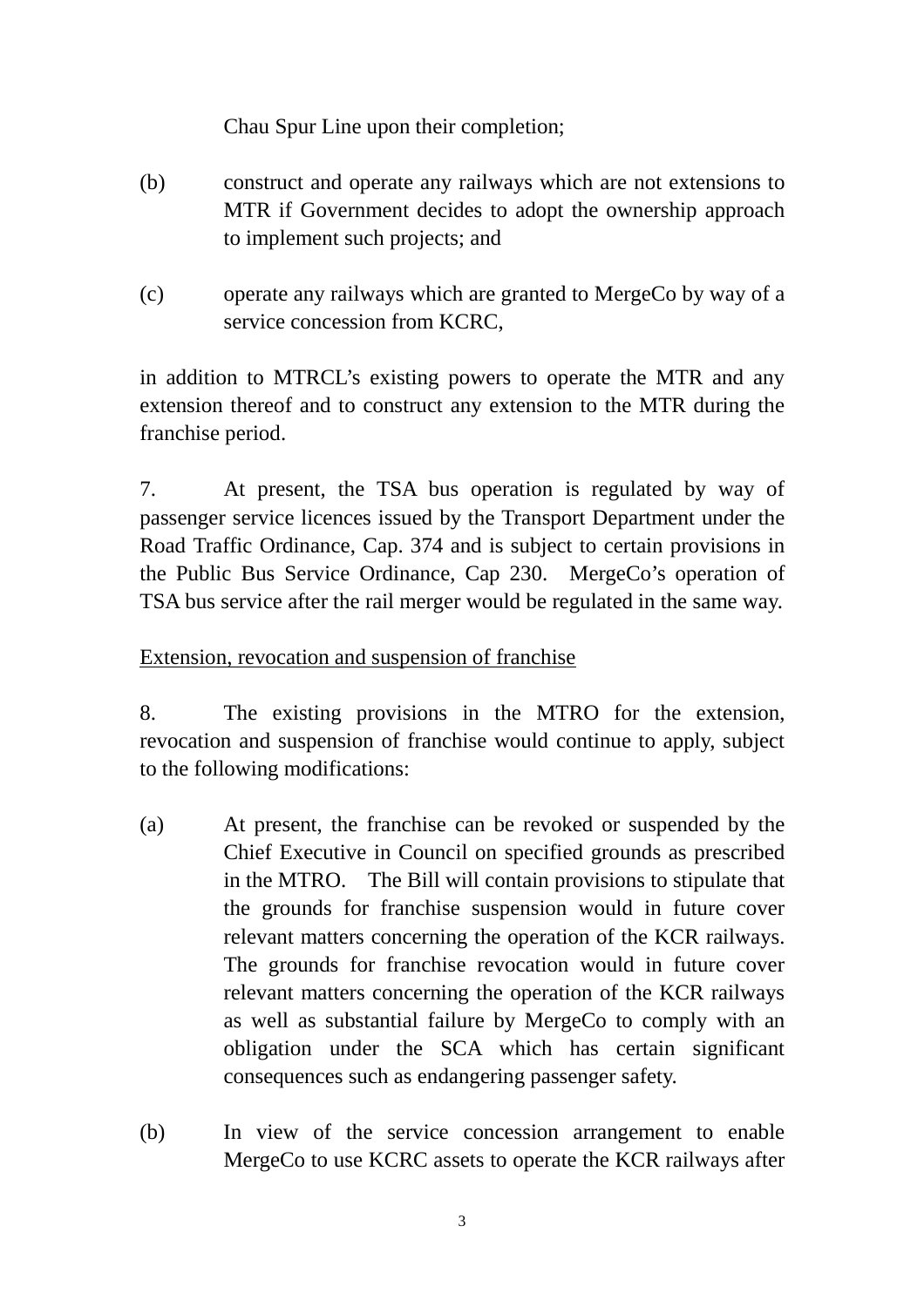Chau Spur Line upon their completion;

(b) construct and operate any railways which are not extensions to MTR if Government decides to adopt the ownership approach to implement such projects; and

(c) operate any railways which are granted to MergeCo by way of a service concession from KCRC,

in addition to MTRCL's existing powers to operate the MTR and any extension thereof and to construct any extension to the MTR during the franchise period.

7. At present, the TSA bus operation is regulated by way of passenger service licences issued by the Transport Department under the Road Traffic Ordinance, Cap. 374 and is subject to certain provisions in the Public Bus Service Ordinance, Cap 230. MergeCo's operation of TSA bus service after the rail merger would be regulated in the same way.

<u>Extension, revocation and suspension of franchise</u>

8. The existing provisions in the MTRO for the extension, revocation and suspension of franchise would continue to apply, subject to the following modifications:

(a) At present, the franchise can be revoked or suspended by the Chief Executive in Council on specified grounds as prescribed in the MTRO. The Bill will contain provisions to stipulate that the grounds for franchise suspension would in future cover relevant matters concerning the operation of the KCR railways. The grounds for franchise revocation would in future cover relevant matters concerning the operation of the KCR railways as well as substantial failure by MergeCo to comply with an obligation under the SCA which has certain significant consequences such as endangering passenger safety.

(b) In view of the service concession arrangement to enable MergeCo to use KCRC assets to operate the KCR railways after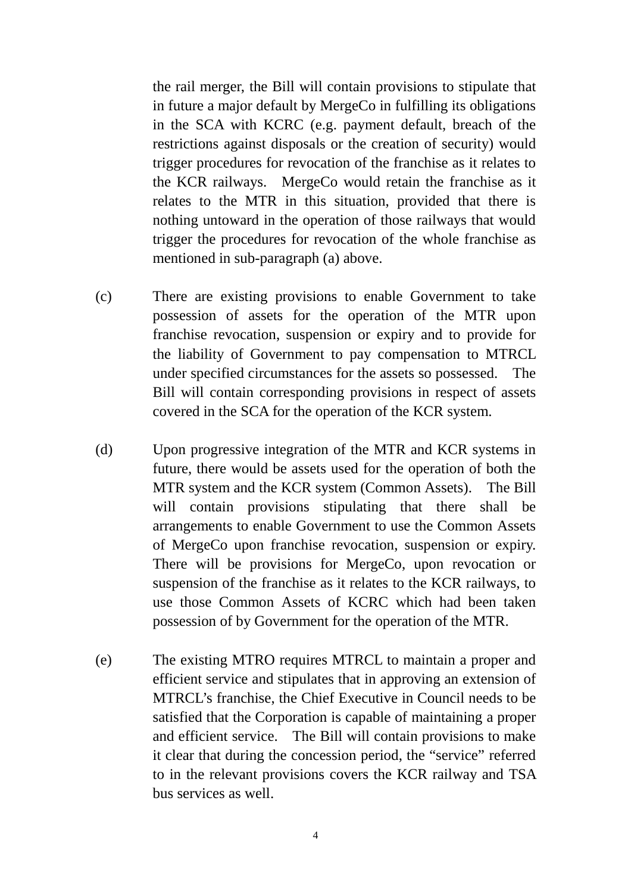the rail merger, the Bill will contain provisions to stipulate that in future a major default by MergeCo in fulfilling its obligations in the SCA with KCRC (e.g. payment default, breach of the restrictions against disposals or the creation of security) would trigger procedures for revocation of the franchise as it relates to the KCR railways. MergeCo would retain the franchise as it relates to the MTR in this situation, provided that there is nothing untoward in the operation of those railways that would trigger the procedures for revocation of the whole franchise as mentioned in sub-paragraph (a) above.

(c) There are existing provisions to enable Government to take possession of assets for the operation of the MTR upon franchise revocation, suspension or expiry and to provide for the liability of Government to pay compensation to MTRCL under specified circumstances for the assets so possessed. The Bill will contain corresponding provisions in respect of assets covered in the SCA for the operation of the KCR system.

(d) Upon progressive integration of the MTR and KCR systems in future, there would be assets used for the operation of both the MTR system and the KCR system (Common Assets). The Bill will contain provisions stipulating that there shall be arrangements to enable Government to use the Common Assets of MergeCo upon franchise revocation, suspension or expiry. There will be provisions for MergeCo, upon revocation or suspension of the franchise as it relates to the KCR railways, to use those Common Assets of KCRC which had been taken possession of by Government for the operation of the MTR.

(e) The existing MTRO requires MTRCL to maintain a proper and efficient service and stipulates that in approving an extension of MTRCL's franchise, the Chief Executive in Council needs to be satisfied that the Corporation is capable of maintaining a proper and efficient service. The Bill will contain provisions to make it clear that during the concession period, the "service" referred to in the relevant provisions covers the KCR railway and TSA bus services as well.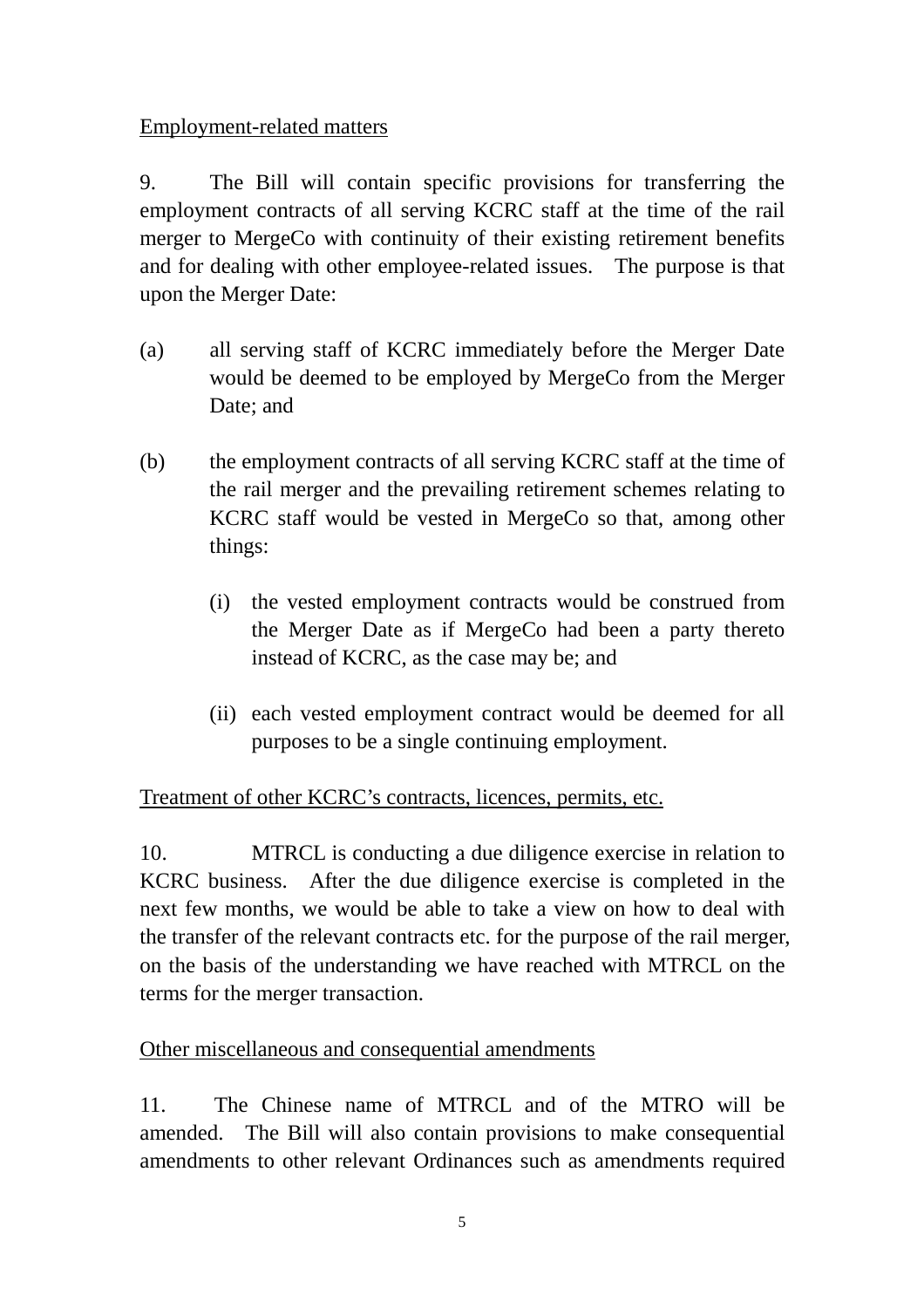Employment-related matters

9. The Bill will contain specific provisions for transferring the employment contracts of all serving KCRC staff at the time of the rail merger to MergeCo with continuity of their existing retirement benefits and for dealing with other employee-related issues. The purpose is that upon the Merger Date:

(a) all serving staff of KCRC immediately before the Merger Date would be deemed to be employed by MergeCo from the Merger Date; and

(b) the employment contracts of all serving KCRC staff at the time of the rail merger and the prevailing retirement schemes relating to KCRC staff would be vested in MergeCo so that, among other things:

   (i) the vested employment contracts would be construed from the Merger Date as if MergeCo had been a party thereto instead of KCRC, as the case may be; and

   (ii) each vested employment contract would be deemed for all purposes to be a single continuing employment.

Treatment of other KCRC's contracts, licences, permits, etc.

10. MTRCL is conducting a due diligence exercise in relation to KCRC business. After the due diligence exercise is completed in the next few months, we would be able to take a view on how to deal with the transfer of the relevant contracts etc. for the purpose of the rail merger, on the basis of the understanding we have reached with MTRCL on the terms for the merger transaction.

Other miscellaneous and consequential amendments

11. The Chinese name of MTRCL and of the MTRO will be amended. The Bill will also contain provisions to make consequential amendments to other relevant Ordinances such as amendments required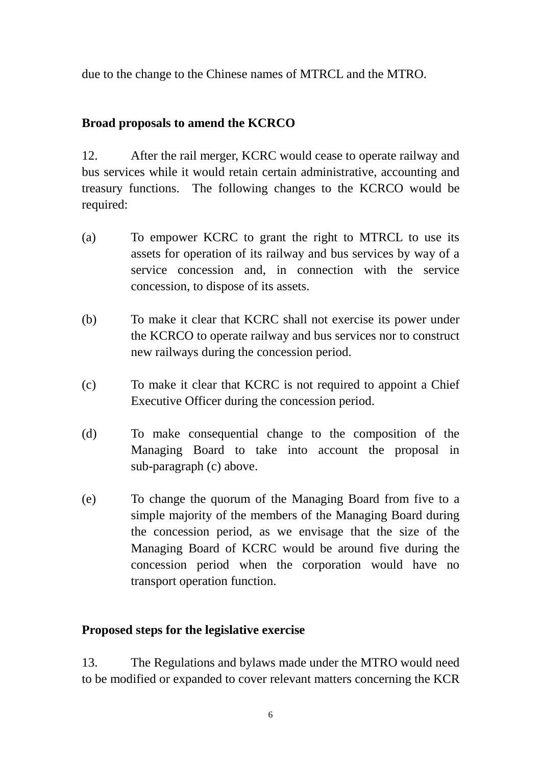due to the change to the Chinese names of MTRCL and the MTRO.

**Broad proposals to amend the KCRCO**

12. After the rail merger, KCRC would cease to operate railway and bus services while it would retain certain administrative, accounting and treasury functions. The following changes to the KCRCO would be required:

(a) To empower KCRC to grant the right to MTRCL to use its assets for operation of its railway and bus services by way of a service concession and, in connection with the service concession, to dispose of its assets.

(b) To make it clear that KCRC shall not exercise its power under the KCRCO to operate railway and bus services nor to construct new railways during the concession period.

(c) To make it clear that KCRC is not required to appoint a Chief Executive Officer during the concession period.

(d) To make consequential change to the composition of the Managing Board to take into account the proposal in sub-paragraph (c) above.

(e) To change the quorum of the Managing Board from five to a simple majority of the members of the Managing Board during the concession period, as we envisage that the size of the Managing Board of KCRC would be around five during the concession period when the corporation would have no transport operation function.

**Proposed steps for the legislative exercise**

13. The Regulations and bylaws made under the MTRO would need to be modified or expanded to cover relevant matters concerning the KCR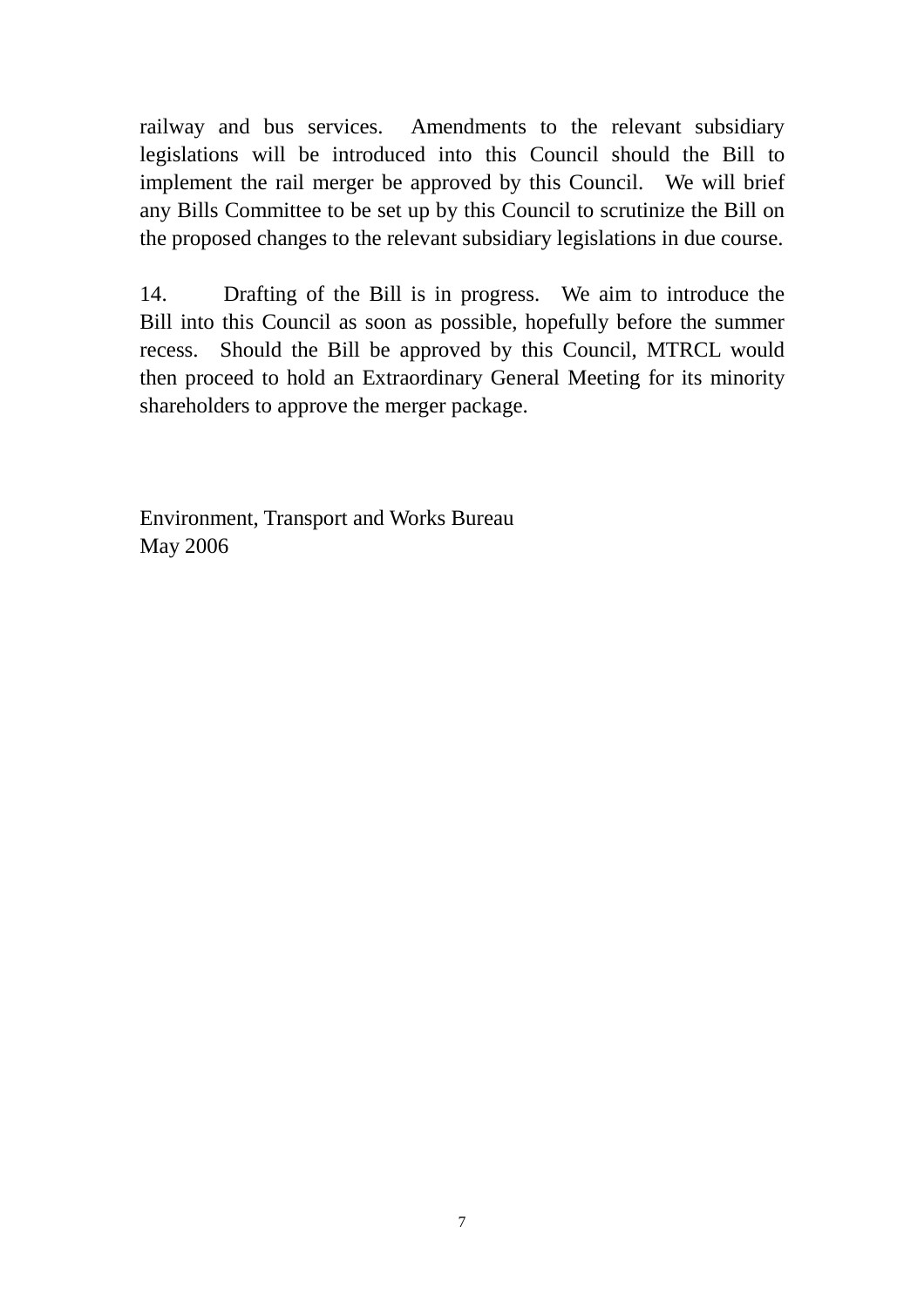railway and bus services. Amendments to the relevant subsidiary legislations will be introduced into this Council should the Bill to implement the rail merger be approved by this Council. We will brief any Bills Committee to be set up by this Council to scrutinize the Bill on the proposed changes to the relevant subsidiary legislations in due course.

14. Drafting of the Bill is in progress. We aim to introduce the Bill into this Council as soon as possible, hopefully before the summer recess. Should the Bill be approved by this Council, MTRCL would then proceed to hold an Extraordinary General Meeting for its minority shareholders to approve the merger package.

Environment, Transport and Works Bureau
May 2006